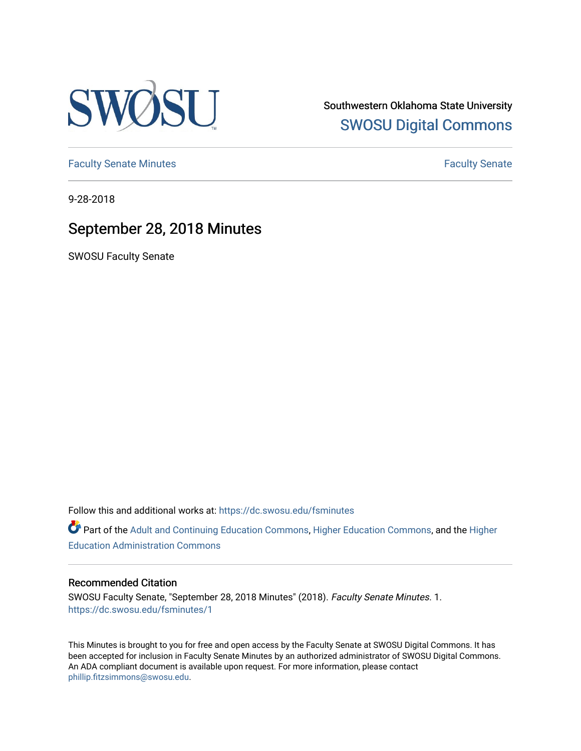Southwestern Oklahoma State University
SWOSU Digital Commons

Faculty Senate Minutes — Faculty Senate

9-28-2018

# September 28, 2018 Minutes

SWOSU Faculty Senate

Follow this and additional works at: https://dc.swosu.edu/fsminutes

Part of the Adult and Continuing Education Commons, Higher Education Commons, and the Higher Education Administration Commons

## Recommended Citation

SWOSU Faculty Senate, "September 28, 2018 Minutes" (2018). *Faculty Senate Minutes*. 1.
https://dc.swosu.edu/fsminutes/1

This Minutes is brought to you for free and open access by the Faculty Senate at SWOSU Digital Commons. It has been accepted for inclusion in Faculty Senate Minutes by an authorized administrator of SWOSU Digital Commons. An ADA compliant document is available upon request. For more information, please contact phillip.fitzsimmons@swosu.edu.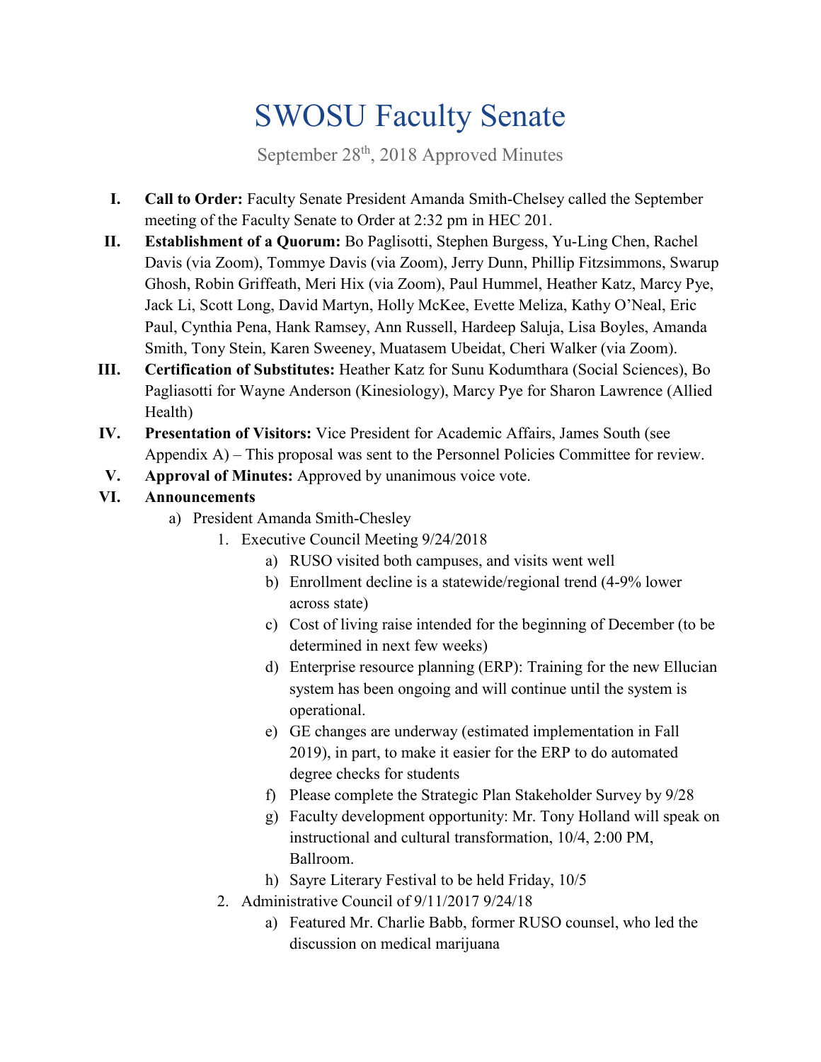# SWOSU Faculty Senate

September 28th, 2018 Approved Minutes

I. **Call to Order:** Faculty Senate President Amanda Smith-Chelsey called the September meeting of the Faculty Senate to Order at 2:32 pm in HEC 201.

II. **Establishment of a Quorum:** Bo Paglisotti, Stephen Burgess, Yu-Ling Chen, Rachel Davis (via Zoom), Tommye Davis (via Zoom), Jerry Dunn, Phillip Fitzsimmons, Swarup Ghosh, Robin Griffeath, Meri Hix (via Zoom), Paul Hummel, Heather Katz, Marcy Pye, Jack Li, Scott Long, David Martyn, Holly McKee, Evette Meliza, Kathy O'Neal, Eric Paul, Cynthia Pena, Hank Ramsey, Ann Russell, Hardeep Saluja, Lisa Boyles, Amanda Smith, Tony Stein, Karen Sweeney, Muatasem Ubeidat, Cheri Walker (via Zoom).

III. **Certification of Substitutes:** Heather Katz for Sunu Kodumthara (Social Sciences), Bo Pagliasotti for Wayne Anderson (Kinesiology), Marcy Pye for Sharon Lawrence (Allied Health)

IV. **Presentation of Visitors:** Vice President for Academic Affairs, James South (see Appendix A) – This proposal was sent to the Personnel Policies Committee for review.

V. **Approval of Minutes:** Approved by unanimous voice vote.

VI. **Announcements**

   a) President Amanda Smith-Chesley

      1. Executive Council Meeting 9/24/2018

         a) RUSO visited both campuses, and visits went well

         b) Enrollment decline is a statewide/regional trend (4-9% lower across state)

         c) Cost of living raise intended for the beginning of December (to be determined in next few weeks)

         d) Enterprise resource planning (ERP): Training for the new Ellucian system has been ongoing and will continue until the system is operational.

         e) GE changes are underway (estimated implementation in Fall 2019), in part, to make it easier for the ERP to do automated degree checks for students

         f) Please complete the Strategic Plan Stakeholder Survey by 9/28

         g) Faculty development opportunity: Mr. Tony Holland will speak on instructional and cultural transformation, 10/4, 2:00 PM, Ballroom.

         h) Sayre Literary Festival to be held Friday, 10/5

      2. Administrative Council of ~~9/11/2017~~ 9/24/18

         a) Featured Mr. Charlie Babb, former RUSO counsel, who led the discussion on medical marijuana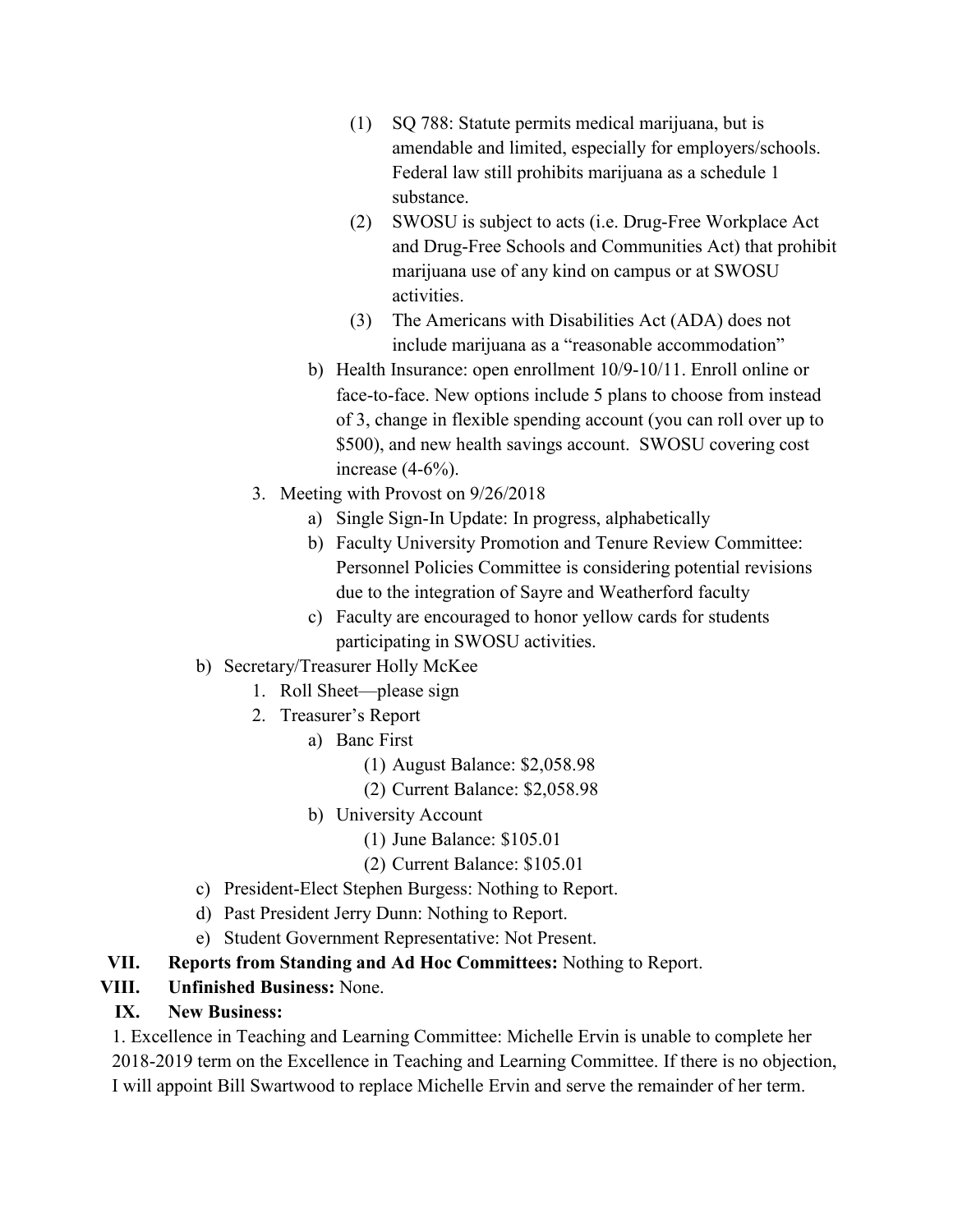(1) SQ 788: Statute permits medical marijuana, but is amendable and limited, especially for employers/schools. Federal law still prohibits marijuana as a schedule 1 substance.
            (2) SWOSU is subject to acts (i.e. Drug-Free Workplace Act and Drug-Free Schools and Communities Act) that prohibit marijuana use of any kind on campus or at SWOSU activities.
            (3) The Americans with Disabilities Act (ADA) does not include marijuana as a "reasonable accommodation"
        b) Health Insurance: open enrollment 10/9-10/11. Enroll online or face-to-face. New options include 5 plans to choose from instead of 3, change in flexible spending account (you can roll over up to $500), and new health savings account. SWOSU covering cost increase (4-6%).
    3. Meeting with Provost on 9/26/2018
        a) Single Sign-In Update: In progress, alphabetically
        b) Faculty University Promotion and Tenure Review Committee: Personnel Policies Committee is considering potential revisions due to the integration of Sayre and Weatherford faculty
        c) Faculty are encouraged to honor yellow cards for students participating in SWOSU activities.

b) Secretary/Treasurer Holly McKee
    1. Roll Sheet—please sign
    2. Treasurer's Report
        a) Banc First
            (1) August Balance: $2,058.98
            (2) Current Balance: $2,058.98
        b) University Account
            (1) June Balance: $105.01
            (2) Current Balance: $105.01

c) President-Elect Stephen Burgess: Nothing to Report.

d) Past President Jerry Dunn: Nothing to Report.

e) Student Government Representative: Not Present.

**VII. Reports from Standing and Ad Hoc Committees:** Nothing to Report.

**VIII. Unfinished Business:** None.

**IX. New Business:**

1. Excellence in Teaching and Learning Committee: Michelle Ervin is unable to complete her 2018-2019 term on the Excellence in Teaching and Learning Committee. If there is no objection, I will appoint Bill Swartwood to replace Michelle Ervin and serve the remainder of her term.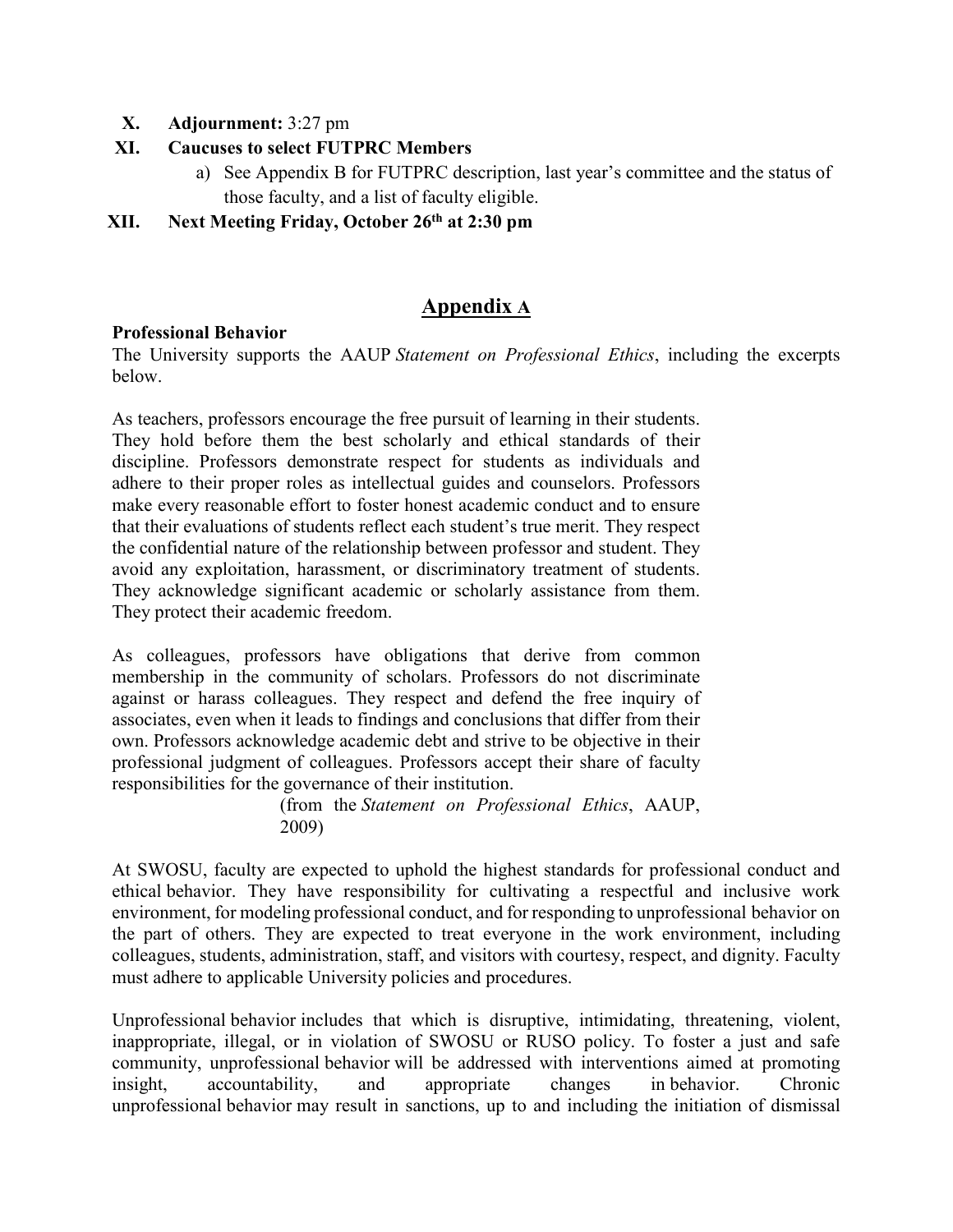X. **Adjournment:** 3:27 pm

XI. **Caucuses to select FUTPRC Members**

   a) See Appendix B for FUTPRC description, last year's committee and the status of those faculty, and a list of faculty eligible.

XII. **Next Meeting Friday, October 26th at 2:30 pm**

## Appendix A

**Professional Behavior**

The University supports the AAUP *Statement on Professional Ethics*, including the excerpts below.

> As teachers, professors encourage the free pursuit of learning in their students. They hold before them the best scholarly and ethical standards of their discipline. Professors demonstrate respect for students as individuals and adhere to their proper roles as intellectual guides and counselors. Professors make every reasonable effort to foster honest academic conduct and to ensure that their evaluations of students reflect each student's true merit. They respect the confidential nature of the relationship between professor and student. They avoid any exploitation, harassment, or discriminatory treatment of students. They acknowledge significant academic or scholarly assistance from them. They protect their academic freedom.
>
> As colleagues, professors have obligations that derive from common membership in the community of scholars. Professors do not discriminate against or harass colleagues. They respect and defend the free inquiry of associates, even when it leads to findings and conclusions that differ from their own. Professors acknowledge academic debt and strive to be objective in their professional judgment of colleagues. Professors accept their share of faculty responsibilities for the governance of their institution.
>
> (from the *Statement on Professional Ethics*, AAUP, 2009)

At SWOSU, faculty are expected to uphold the highest standards for professional conduct and ethical behavior. They have responsibility for cultivating a respectful and inclusive work environment, for modeling professional conduct, and for responding to unprofessional behavior on the part of others. They are expected to treat everyone in the work environment, including colleagues, students, administration, staff, and visitors with courtesy, respect, and dignity. Faculty must adhere to applicable University policies and procedures.

Unprofessional behavior includes that which is disruptive, intimidating, threatening, violent, inappropriate, illegal, or in violation of SWOSU or RUSO policy. To foster a just and safe community, unprofessional behavior will be addressed with interventions aimed at promoting insight, accountability, and appropriate changes in behavior. Chronic unprofessional behavior may result in sanctions, up to and including the initiation of dismissal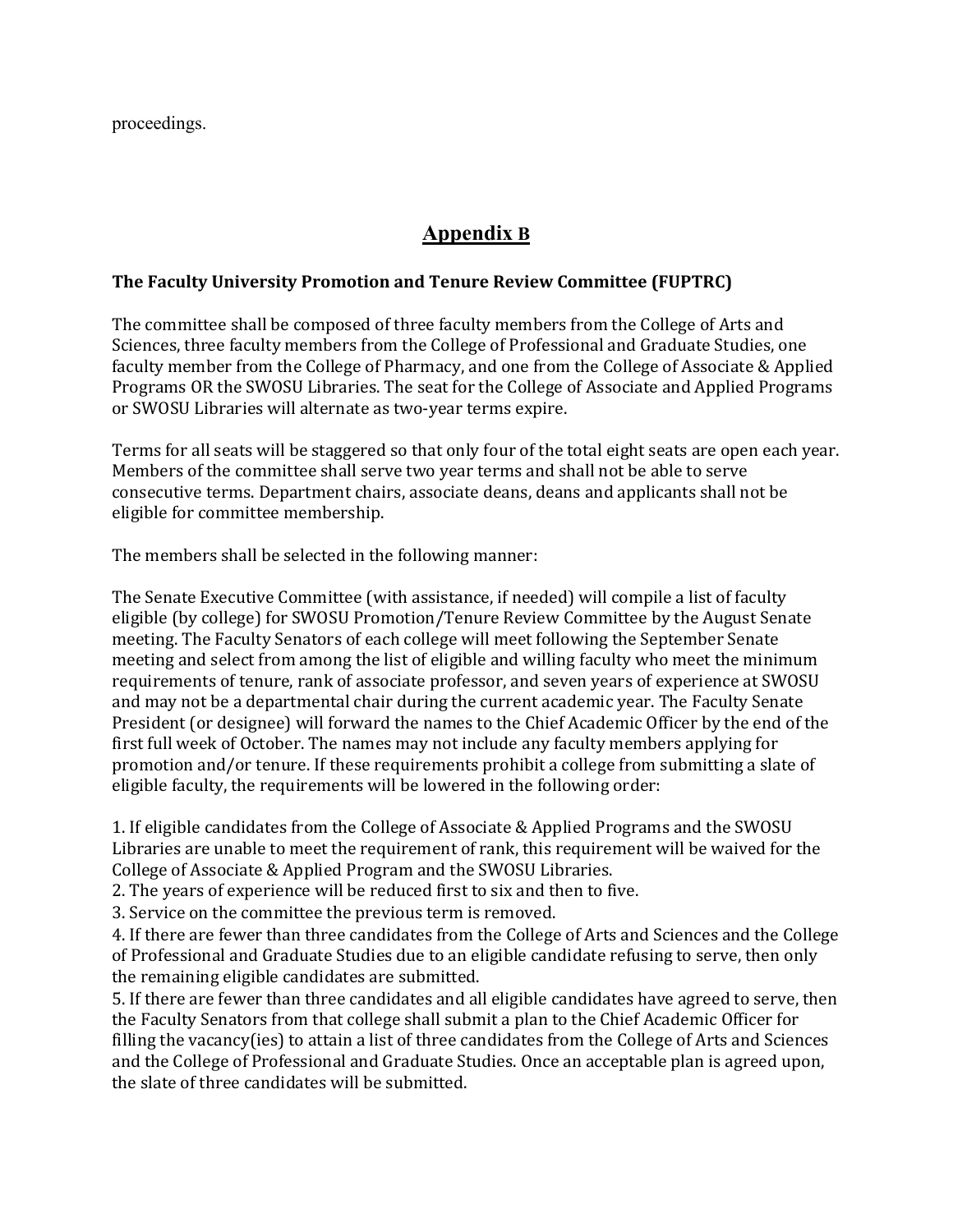proceedings.

## Appendix B

### The Faculty University Promotion and Tenure Review Committee (FUPTRC)

The committee shall be composed of three faculty members from the College of Arts and Sciences, three faculty members from the College of Professional and Graduate Studies, one faculty member from the College of Pharmacy, and one from the College of Associate & Applied Programs OR the SWOSU Libraries. The seat for the College of Associate and Applied Programs or SWOSU Libraries will alternate as two-year terms expire.

Terms for all seats will be staggered so that only four of the total eight seats are open each year. Members of the committee shall serve two year terms and shall not be able to serve consecutive terms. Department chairs, associate deans, deans and applicants shall not be eligible for committee membership.

The members shall be selected in the following manner:

The Senate Executive Committee (with assistance, if needed) will compile a list of faculty eligible (by college) for SWOSU Promotion/Tenure Review Committee by the August Senate meeting. The Faculty Senators of each college will meet following the September Senate meeting and select from among the list of eligible and willing faculty who meet the minimum requirements of tenure, rank of associate professor, and seven years of experience at SWOSU and may not be a departmental chair during the current academic year. The Faculty Senate President (or designee) will forward the names to the Chief Academic Officer by the end of the first full week of October. The names may not include any faculty members applying for promotion and/or tenure. If these requirements prohibit a college from submitting a slate of eligible faculty, the requirements will be lowered in the following order:

1. If eligible candidates from the College of Associate & Applied Programs and the SWOSU Libraries are unable to meet the requirement of rank, this requirement will be waived for the College of Associate & Applied Program and the SWOSU Libraries.
2. The years of experience will be reduced first to six and then to five.
3. Service on the committee the previous term is removed.
4. If there are fewer than three candidates from the College of Arts and Sciences and the College of Professional and Graduate Studies due to an eligible candidate refusing to serve, then only the remaining eligible candidates are submitted.
5. If there are fewer than three candidates and all eligible candidates have agreed to serve, then the Faculty Senators from that college shall submit a plan to the Chief Academic Officer for filling the vacancy(ies) to attain a list of three candidates from the College of Arts and Sciences and the College of Professional and Graduate Studies. Once an acceptable plan is agreed upon, the slate of three candidates will be submitted.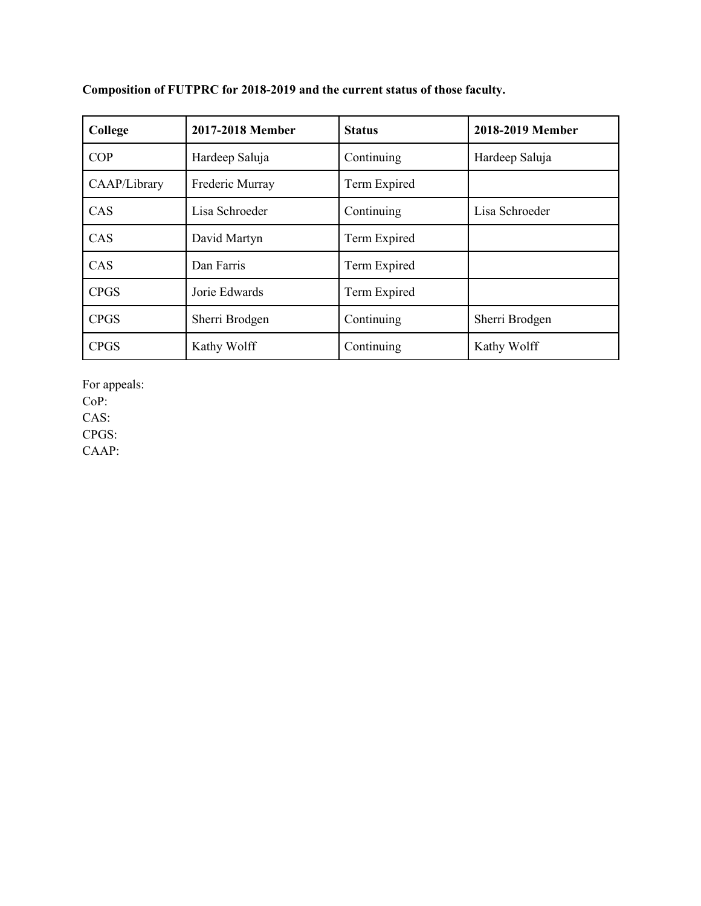**Composition of FUTPRC for 2018-2019 and the current status of those faculty.**

| College | 2017-2018 Member | Status | 2018-2019 Member |
|---|---|---|---|
| COP | Hardeep Saluja | Continuing | Hardeep Saluja |
| CAAP/Library | Frederic Murray | Term Expired | |
| CAS | Lisa Schroeder | Continuing | Lisa Schroeder |
| CAS | David Martyn | Term Expired | |
| CAS | Dan Farris | Term Expired | |
| CPGS | Jorie Edwards | Term Expired | |
| CPGS | Sherri Brodgen | Continuing | Sherri Brodgen |
| CPGS | Kathy Wolff | Continuing | Kathy Wolff |

For appeals:
CoP:
CAS:
CPGS:
CAAP: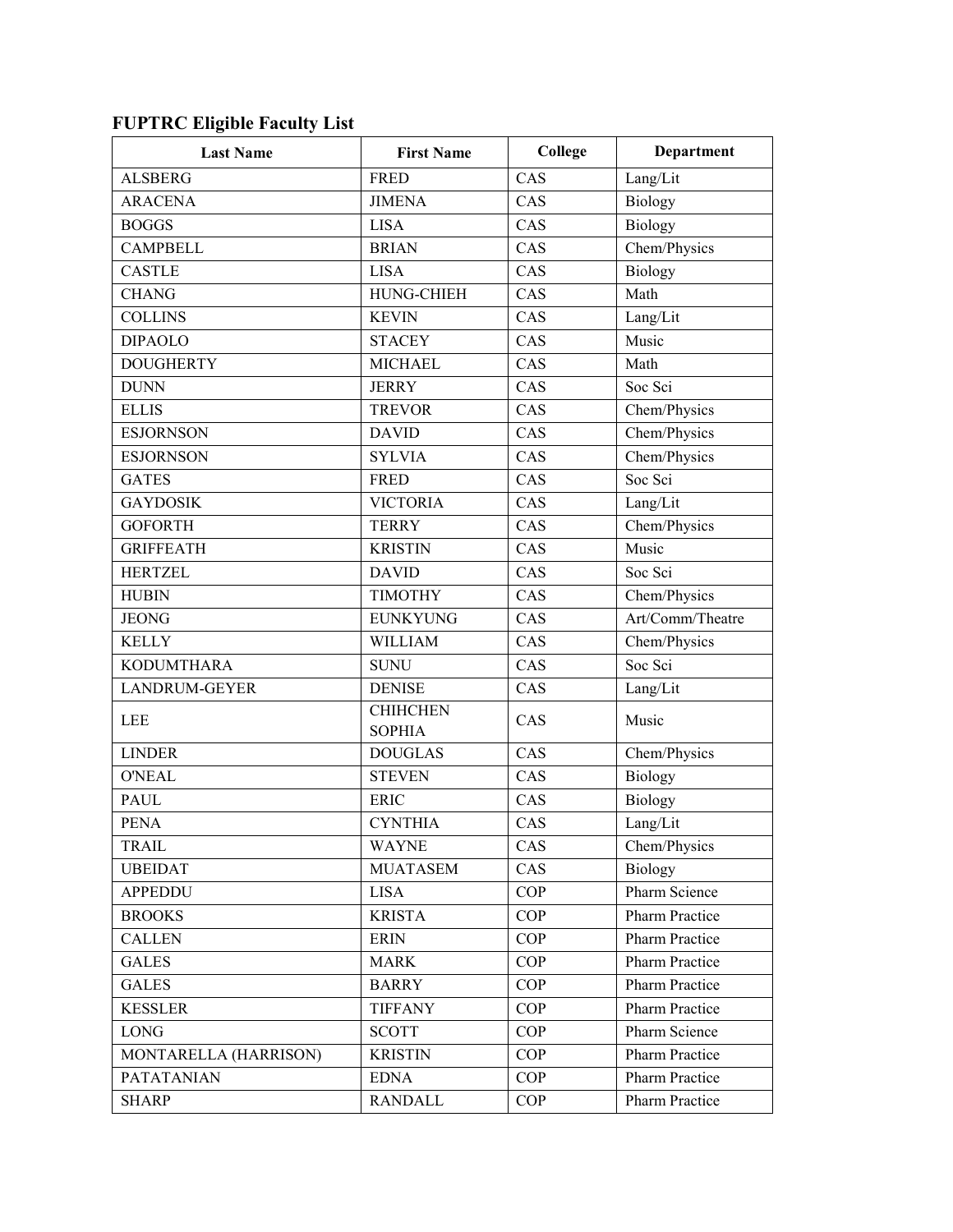**FUPTRC Eligible Faculty List**

| Last Name | First Name | College | Department |
|---|---|---|---|
| ALSBERG | FRED | CAS | Lang/Lit |
| ARACENA | JIMENA | CAS | Biology |
| BOGGS | LISA | CAS | Biology |
| CAMPBELL | BRIAN | CAS | Chem/Physics |
| CASTLE | LISA | CAS | Biology |
| CHANG | HUNG-CHIEH | CAS | Math |
| COLLINS | KEVIN | CAS | Lang/Lit |
| DIPAOLO | STACEY | CAS | Music |
| DOUGHERTY | MICHAEL | CAS | Math |
| DUNN | JERRY | CAS | Soc Sci |
| ELLIS | TREVOR | CAS | Chem/Physics |
| ESJORNSON | DAVID | CAS | Chem/Physics |
| ESJORNSON | SYLVIA | CAS | Chem/Physics |
| GATES | FRED | CAS | Soc Sci |
| GAYDOSIK | VICTORIA | CAS | Lang/Lit |
| GOFORTH | TERRY | CAS | Chem/Physics |
| GRIFFEATH | KRISTIN | CAS | Music |
| HERTZEL | DAVID | CAS | Soc Sci |
| HUBIN | TIMOTHY | CAS | Chem/Physics |
| JEONG | EUNKYUNG | CAS | Art/Comm/Theatre |
| KELLY | WILLIAM | CAS | Chem/Physics |
| KODUMTHARA | SUNU | CAS | Soc Sci |
| LANDRUM-GEYER | DENISE | CAS | Lang/Lit |
| LEE | CHIHCHEN SOPHIA | CAS | Music |
| LINDER | DOUGLAS | CAS | Chem/Physics |
| O'NEAL | STEVEN | CAS | Biology |
| PAUL | ERIC | CAS | Biology |
| PENA | CYNTHIA | CAS | Lang/Lit |
| TRAIL | WAYNE | CAS | Chem/Physics |
| UBEIDAT | MUATASEM | CAS | Biology |
| APPEDDU | LISA | COP | Pharm Science |
| BROOKS | KRISTA | COP | Pharm Practice |
| CALLEN | ERIN | COP | Pharm Practice |
| GALES | MARK | COP | Pharm Practice |
| GALES | BARRY | COP | Pharm Practice |
| KESSLER | TIFFANY | COP | Pharm Practice |
| LONG | SCOTT | COP | Pharm Science |
| MONTARELLA (HARRISON) | KRISTIN | COP | Pharm Practice |
| PATATANIAN | EDNA | COP | Pharm Practice |
| SHARP | RANDALL | COP | Pharm Practice |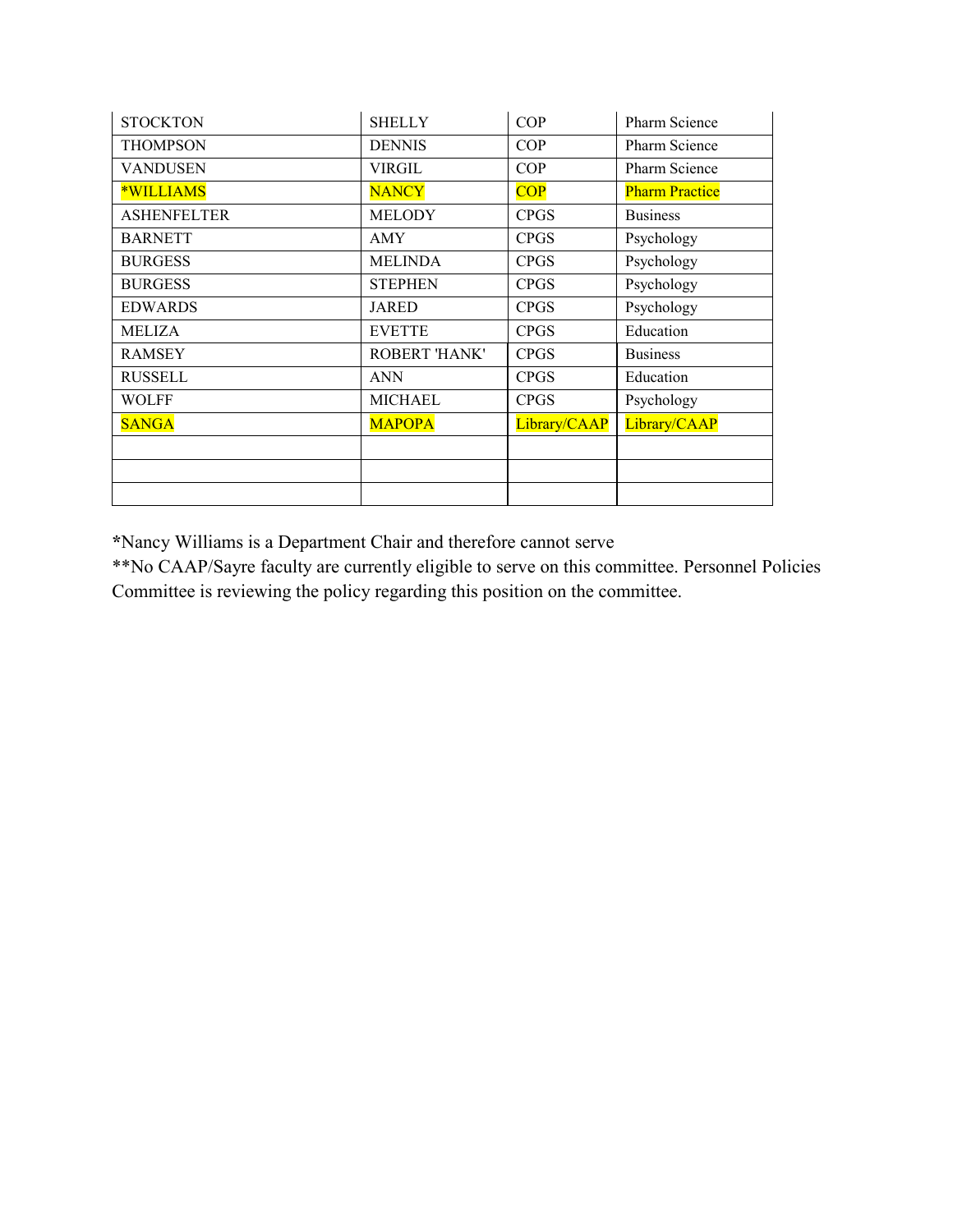| | | | |
|---|---|---|---|
| STOCKTON | SHELLY | COP | Pharm Science |
| THOMPSON | DENNIS | COP | Pharm Science |
| VANDUSEN | VIRGIL | COP | Pharm Science |
| *WILLIAMS | NANCY | COP | Pharm Practice |
| ASHENFELTER | MELODY | CPGS | Business |
| BARNETT | AMY | CPGS | Psychology |
| BURGESS | MELINDA | CPGS | Psychology |
| BURGESS | STEPHEN | CPGS | Psychology |
| EDWARDS | JARED | CPGS | Psychology |
| MELIZA | EVETTE | CPGS | Education |
| RAMSEY | ROBERT 'HANK' | CPGS | Business |
| RUSSELL | ANN | CPGS | Education |
| WOLFF | MICHAEL | CPGS | Psychology |
| SANGA | MAPOPA | Library/CAAP | Library/CAAP |
| | | | |
| | | | |
| | | | |

*Nancy Williams is a Department Chair and therefore cannot serve

**No CAAP/Sayre faculty are currently eligible to serve on this committee. Personnel Policies Committee is reviewing the policy regarding this position on the committee.